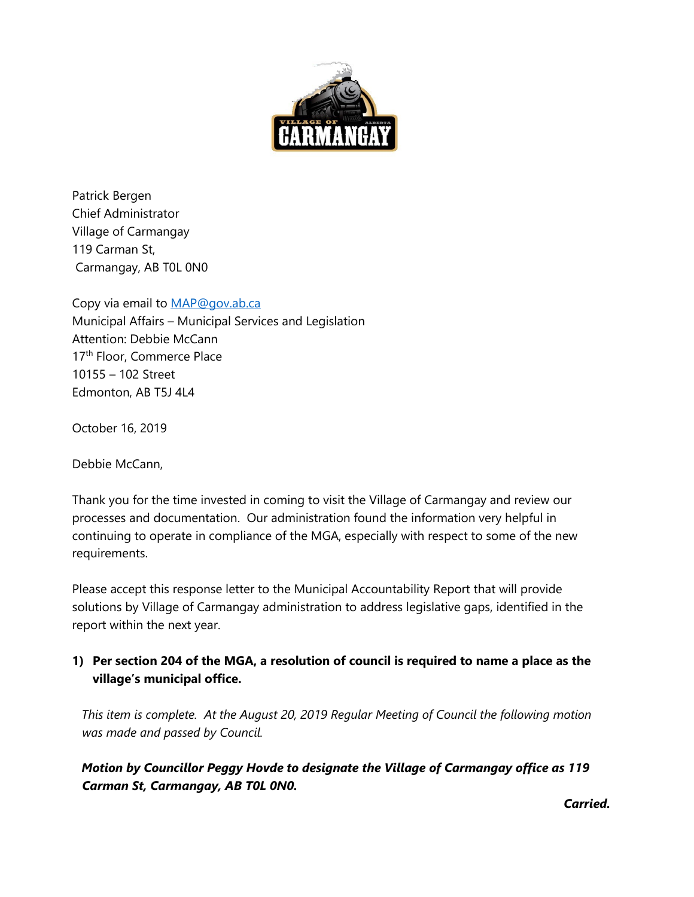Patrick Bergen
Chief Administrator
Village of Carmangay
119 Carman St,
Carmangay, AB T0L 0N0

Copy via email to [MAP@gov.ab.ca](mailto:MAP@gov.ab.ca)
Municipal Affairs – Municipal Services and Legislation
Attention: Debbie McCann
17th Floor, Commerce Place
10155 – 102 Street
Edmonton, AB T5J 4L4

October 16, 2019

Debbie McCann,

Thank you for the time invested in coming to visit the Village of Carmangay and review our processes and documentation. Our administration found the information very helpful in continuing to operate in compliance of the MGA, especially with respect to some of the new requirements.

Please accept this response letter to the Municipal Accountability Report that will provide solutions by Village of Carmangay administration to address legislative gaps, identified in the report within the next year.

**1) Per section 204 of the MGA, a resolution of council is required to name a place as the village's municipal office.**

*This item is complete. At the August 20, 2019 Regular Meeting of Council the following motion was made and passed by Council.*

***Motion by Councillor Peggy Hovde to designate the Village of Carmangay office as 119 Carman St, Carmangay, AB T0L 0N0.***

***Carried.***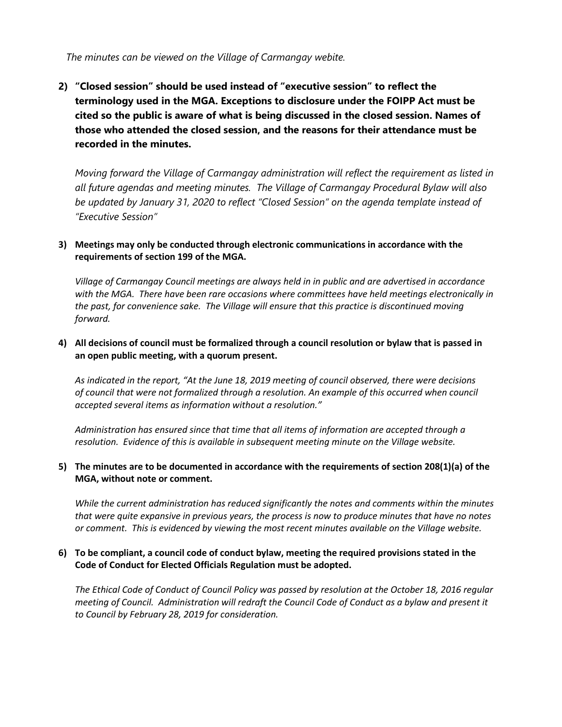*The minutes can be viewed on the Village of Carmangay webite.*

2) **"Closed session" should be used instead of "executive session" to reflect the terminology used in the MGA. Exceptions to disclosure under the FOIPP Act must be cited so the public is aware of what is being discussed in the closed session. Names of those who attended the closed session, and the reasons for their attendance must be recorded in the minutes.**

   *Moving forward the Village of Carmangay administration will reflect the requirement as listed in all future agendas and meeting minutes. The Village of Carmangay Procedural Bylaw will also be updated by January 31, 2020 to reflect "Closed Session" on the agenda template instead of "Executive Session"*

3) **Meetings may only be conducted through electronic communications in accordance with the requirements of section 199 of the MGA.**

   *Village of Carmangay Council meetings are always held in in public and are advertised in accordance with the MGA. There have been rare occasions where committees have held meetings electronically in the past, for convenience sake. The Village will ensure that this practice is discontinued moving forward.*

4) **All decisions of council must be formalized through a council resolution or bylaw that is passed in an open public meeting, with a quorum present.**

   *As indicated in the report, "At the June 18, 2019 meeting of council observed, there were decisions of council that were not formalized through a resolution. An example of this occurred when council accepted several items as information without a resolution."*

   *Administration has ensured since that time that all items of information are accepted through a resolution. Evidence of this is available in subsequent meeting minute on the Village website.*

5) **The minutes are to be documented in accordance with the requirements of section 208(1)(a) of the MGA, without note or comment.**

   *While the current administration has reduced significantly the notes and comments within the minutes that were quite expansive in previous years, the process is now to produce minutes that have no notes or comment. This is evidenced by viewing the most recent minutes available on the Village website.*

6) **To be compliant, a council code of conduct bylaw, meeting the required provisions stated in the Code of Conduct for Elected Officials Regulation must be adopted.**

   *The Ethical Code of Conduct of Council Policy was passed by resolution at the October 18, 2016 regular meeting of Council. Administration will redraft the Council Code of Conduct as a bylaw and present it to Council by February 28, 2019 for consideration.*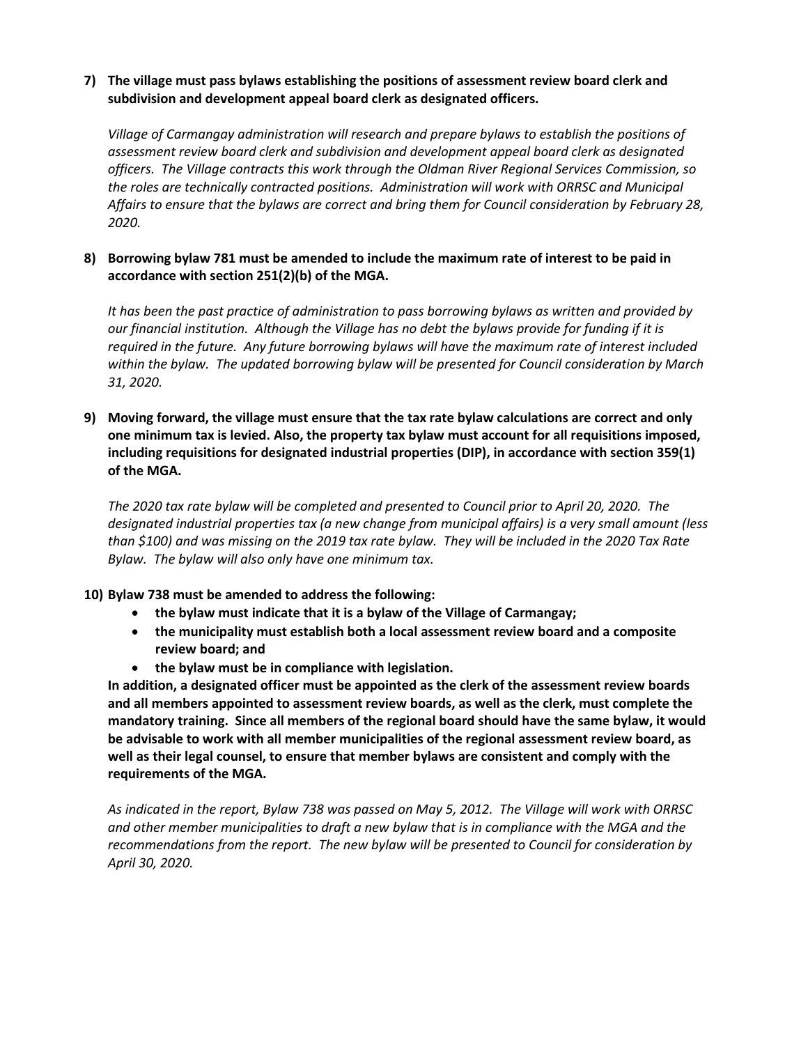**7) The village must pass bylaws establishing the positions of assessment review board clerk and subdivision and development appeal board clerk as designated officers.**

*Village of Carmangay administration will research and prepare bylaws to establish the positions of assessment review board clerk and subdivision and development appeal board clerk as designated officers. The Village contracts this work through the Oldman River Regional Services Commission, so the roles are technically contracted positions. Administration will work with ORRSC and Municipal Affairs to ensure that the bylaws are correct and bring them for Council consideration by February 28, 2020.*

**8) Borrowing bylaw 781 must be amended to include the maximum rate of interest to be paid in accordance with section 251(2)(b) of the MGA.**

*It has been the past practice of administration to pass borrowing bylaws as written and provided by our financial institution. Although the Village has no debt the bylaws provide for funding if it is required in the future. Any future borrowing bylaws will have the maximum rate of interest included within the bylaw. The updated borrowing bylaw will be presented for Council consideration by March 31, 2020.*

**9) Moving forward, the village must ensure that the tax rate bylaw calculations are correct and only one minimum tax is levied. Also, the property tax bylaw must account for all requisitions imposed, including requisitions for designated industrial properties (DIP), in accordance with section 359(1) of the MGA.**

*The 2020 tax rate bylaw will be completed and presented to Council prior to April 20, 2020. The designated industrial properties tax (a new change from municipal affairs) is a very small amount (less than $100) and was missing on the 2019 tax rate bylaw. They will be included in the 2020 Tax Rate Bylaw. The bylaw will also only have one minimum tax.*

**10) Bylaw 738 must be amended to address the following:**

- **the bylaw must indicate that it is a bylaw of the Village of Carmangay;**
- **the municipality must establish both a local assessment review board and a composite review board; and**
- **the bylaw must be in compliance with legislation.**

**In addition, a designated officer must be appointed as the clerk of the assessment review boards and all members appointed to assessment review boards, as well as the clerk, must complete the mandatory training. Since all members of the regional board should have the same bylaw, it would be advisable to work with all member municipalities of the regional assessment review board, as well as their legal counsel, to ensure that member bylaws are consistent and comply with the requirements of the MGA.**

*As indicated in the report, Bylaw 738 was passed on May 5, 2012. The Village will work with ORRSC and other member municipalities to draft a new bylaw that is in compliance with the MGA and the recommendations from the report. The new bylaw will be presented to Council for consideration by April 30, 2020.*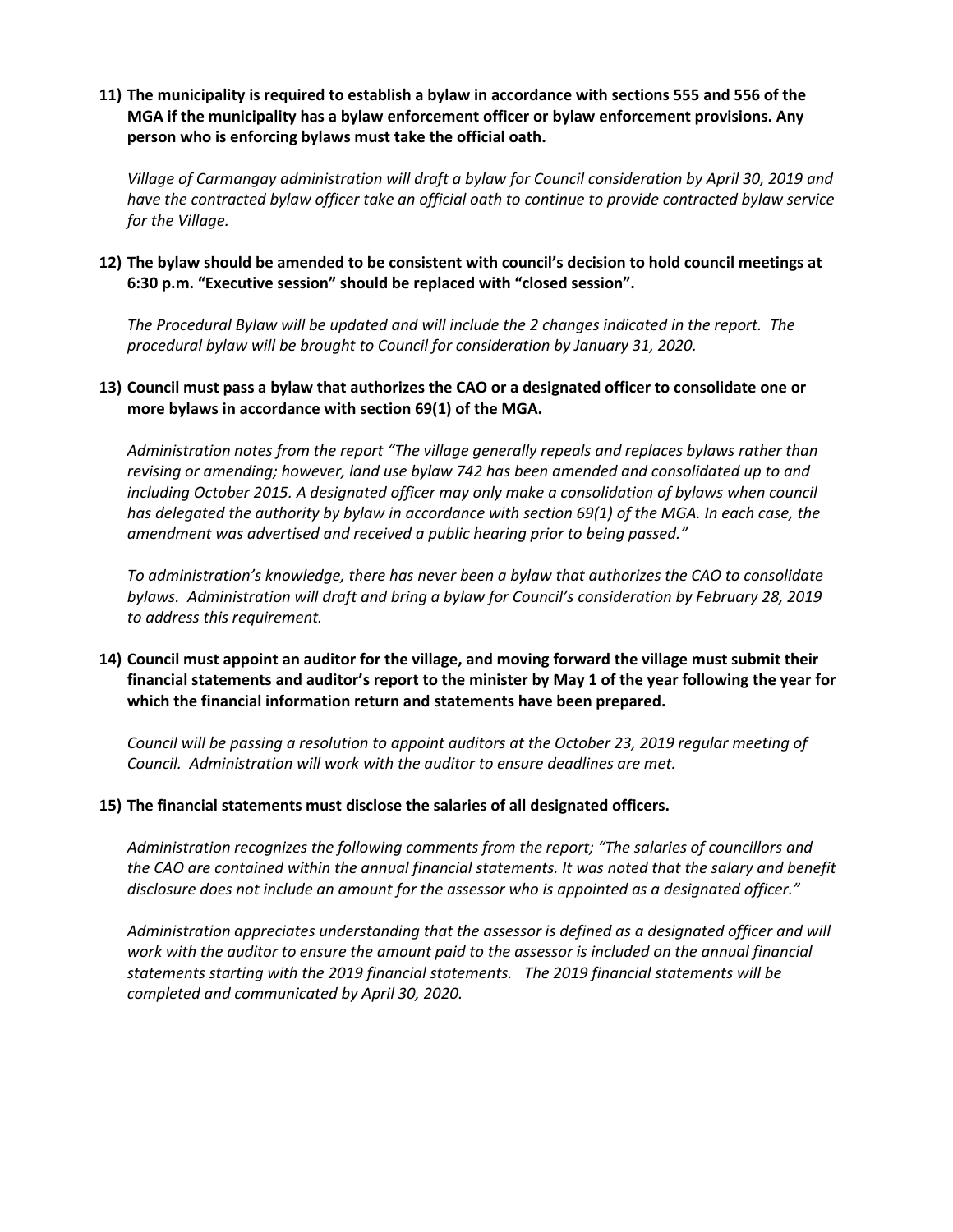11) **The municipality is required to establish a bylaw in accordance with sections 555 and 556 of the MGA if the municipality has a bylaw enforcement officer or bylaw enforcement provisions. Any person who is enforcing bylaws must take the official oath.**

    *Village of Carmangay administration will draft a bylaw for Council consideration by April 30, 2019 and have the contracted bylaw officer take an official oath to continue to provide contracted bylaw service for the Village.*

12) **The bylaw should be amended to be consistent with council's decision to hold council meetings at 6:30 p.m. "Executive session" should be replaced with "closed session".**

    *The Procedural Bylaw will be updated and will include the 2 changes indicated in the report. The procedural bylaw will be brought to Council for consideration by January 31, 2020.*

13) **Council must pass a bylaw that authorizes the CAO or a designated officer to consolidate one or more bylaws in accordance with section 69(1) of the MGA.**

    *Administration notes from the report "The village generally repeals and replaces bylaws rather than revising or amending; however, land use bylaw 742 has been amended and consolidated up to and including October 2015. A designated officer may only make a consolidation of bylaws when council has delegated the authority by bylaw in accordance with section 69(1) of the MGA. In each case, the amendment was advertised and received a public hearing prior to being passed."*

    *To administration's knowledge, there has never been a bylaw that authorizes the CAO to consolidate bylaws. Administration will draft and bring a bylaw for Council's consideration by February 28, 2019 to address this requirement.*

14) **Council must appoint an auditor for the village, and moving forward the village must submit their financial statements and auditor's report to the minister by May 1 of the year following the year for which the financial information return and statements have been prepared.**

    *Council will be passing a resolution to appoint auditors at the October 23, 2019 regular meeting of Council. Administration will work with the auditor to ensure deadlines are met.*

15) **The financial statements must disclose the salaries of all designated officers.**

    *Administration recognizes the following comments from the report; "The salaries of councillors and the CAO are contained within the annual financial statements. It was noted that the salary and benefit disclosure does not include an amount for the assessor who is appointed as a designated officer."*

    *Administration appreciates understanding that the assessor is defined as a designated officer and will work with the auditor to ensure the amount paid to the assessor is included on the annual financial statements starting with the 2019 financial statements. The 2019 financial statements will be completed and communicated by April 30, 2020.*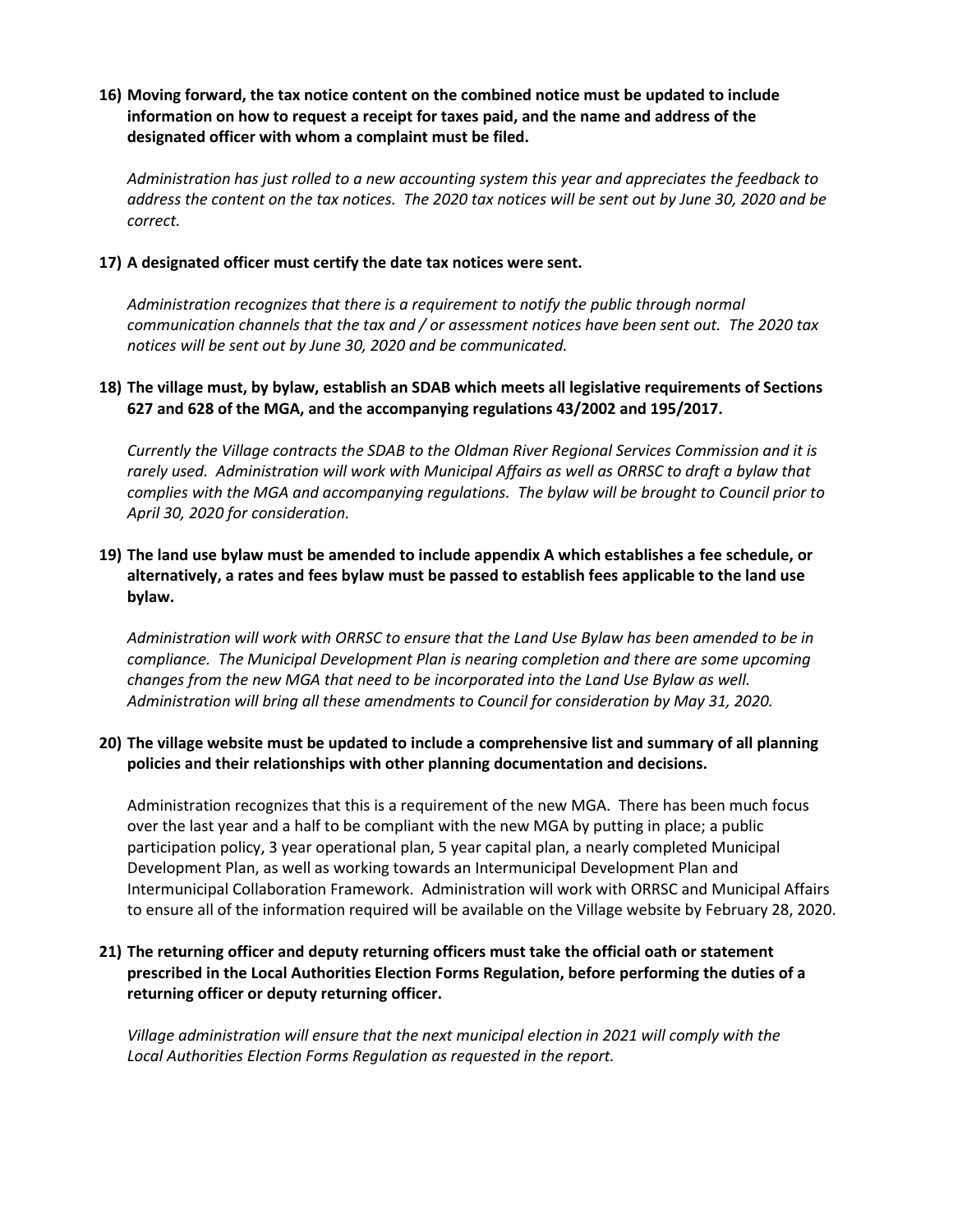**16) Moving forward, the tax notice content on the combined notice must be updated to include information on how to request a receipt for taxes paid, and the name and address of the designated officer with whom a complaint must be filed.**

*Administration has just rolled to a new accounting system this year and appreciates the feedback to address the content on the tax notices. The 2020 tax notices will be sent out by June 30, 2020 and be correct.*

**17) A designated officer must certify the date tax notices were sent.**

*Administration recognizes that there is a requirement to notify the public through normal communication channels that the tax and / or assessment notices have been sent out. The 2020 tax notices will be sent out by June 30, 2020 and be communicated.*

**18) The village must, by bylaw, establish an SDAB which meets all legislative requirements of Sections 627 and 628 of the MGA, and the accompanying regulations 43/2002 and 195/2017.**

*Currently the Village contracts the SDAB to the Oldman River Regional Services Commission and it is rarely used. Administration will work with Municipal Affairs as well as ORRSC to draft a bylaw that complies with the MGA and accompanying regulations. The bylaw will be brought to Council prior to April 30, 2020 for consideration.*

**19) The land use bylaw must be amended to include appendix A which establishes a fee schedule, or alternatively, a rates and fees bylaw must be passed to establish fees applicable to the land use bylaw.**

*Administration will work with ORRSC to ensure that the Land Use Bylaw has been amended to be in compliance. The Municipal Development Plan is nearing completion and there are some upcoming changes from the new MGA that need to be incorporated into the Land Use Bylaw as well. Administration will bring all these amendments to Council for consideration by May 31, 2020.*

**20) The village website must be updated to include a comprehensive list and summary of all planning policies and their relationships with other planning documentation and decisions.**

Administration recognizes that this is a requirement of the new MGA. There has been much focus over the last year and a half to be compliant with the new MGA by putting in place; a public participation policy, 3 year operational plan, 5 year capital plan, a nearly completed Municipal Development Plan, as well as working towards an Intermunicipal Development Plan and Intermunicipal Collaboration Framework. Administration will work with ORRSC and Municipal Affairs to ensure all of the information required will be available on the Village website by February 28, 2020.

**21) The returning officer and deputy returning officers must take the official oath or statement prescribed in the Local Authorities Election Forms Regulation, before performing the duties of a returning officer or deputy returning officer.**

*Village administration will ensure that the next municipal election in 2021 will comply with the Local Authorities Election Forms Regulation as requested in the report.*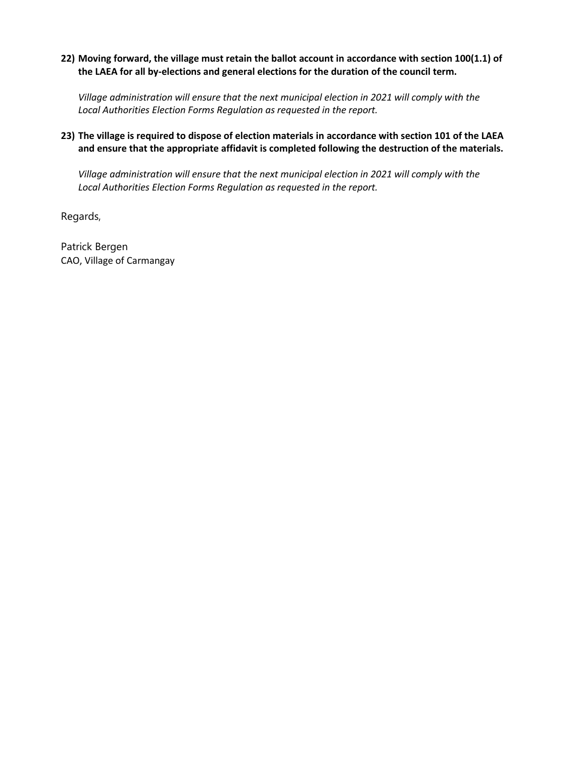**22) Moving forward, the village must retain the ballot account in accordance with section 100(1.1) of the LAEA for all by-elections and general elections for the duration of the council term.**

*Village administration will ensure that the next municipal election in 2021 will comply with the Local Authorities Election Forms Regulation as requested in the report.*

**23) The village is required to dispose of election materials in accordance with section 101 of the LAEA and ensure that the appropriate affidavit is completed following the destruction of the materials.**

*Village administration will ensure that the next municipal election in 2021 will comply with the Local Authorities Election Forms Regulation as requested in the report.*

Regards,

Patrick Bergen
CAO, Village of Carmangay